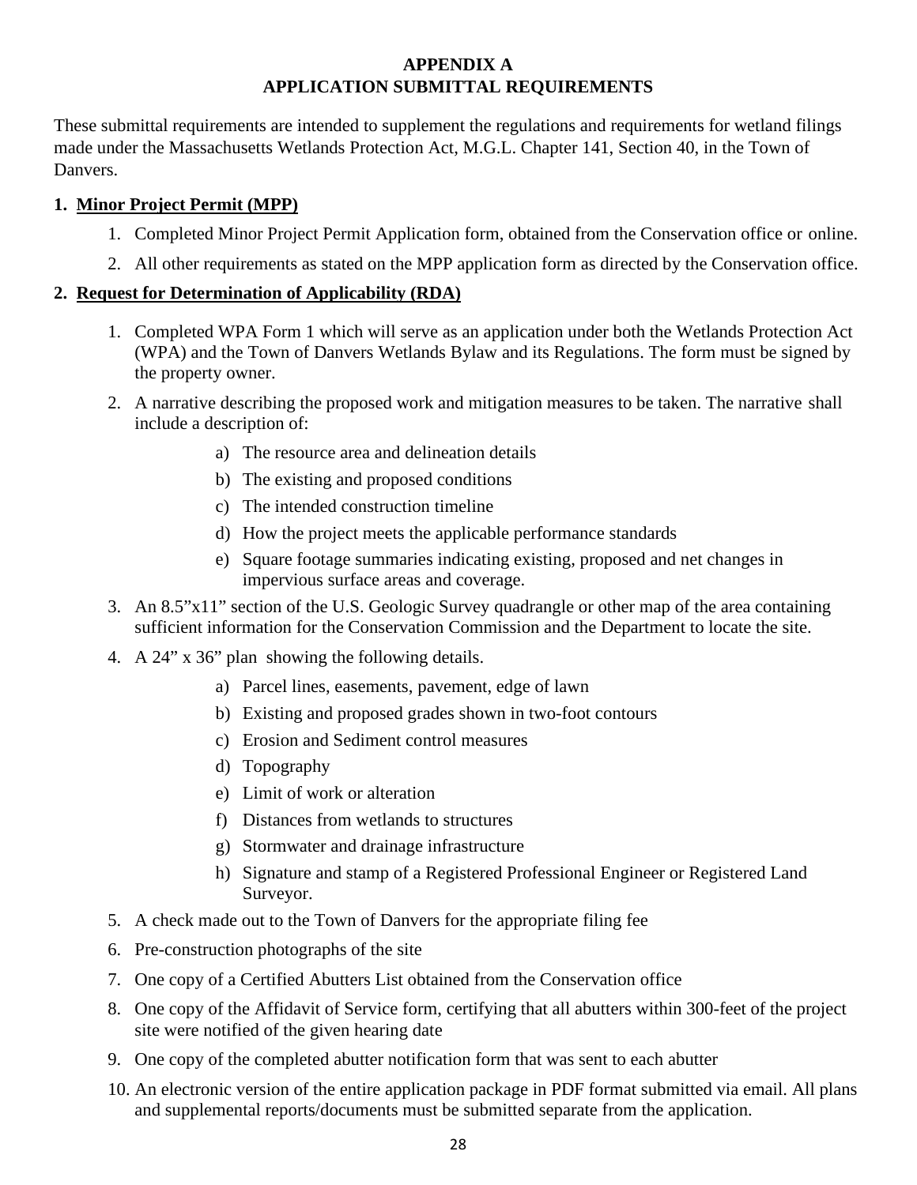# APPENDIX A
# APPLICATION SUBMITTAL REQUIREMENTS

These submittal requirements are intended to supplement the regulations and requirements for wetland filings made under the Massachusetts Wetlands Protection Act, M.G.L. Chapter 141, Section 40, in the Town of Danvers.

## 1. Minor Project Permit (MPP)

1. Completed Minor Project Permit Application form, obtained from the Conservation office or online.
2. All other requirements as stated on the MPP application form as directed by the Conservation office.

## 2. Request for Determination of Applicability (RDA)

1. Completed WPA Form 1 which will serve as an application under both the Wetlands Protection Act (WPA) and the Town of Danvers Wetlands Bylaw and its Regulations. The form must be signed by the property owner.
2. A narrative describing the proposed work and mitigation measures to be taken. The narrative shall include a description of:
   a) The resource area and delineation details
   b) The existing and proposed conditions
   c) The intended construction timeline
   d) How the project meets the applicable performance standards
   e) Square footage summaries indicating existing, proposed and net changes in impervious surface areas and coverage.
3. An 8.5"x11" section of the U.S. Geologic Survey quadrangle or other map of the area containing sufficient information for the Conservation Commission and the Department to locate the site.
4. A 24" x 36" plan showing the following details.
   a) Parcel lines, easements, pavement, edge of lawn
   b) Existing and proposed grades shown in two-foot contours
   c) Erosion and Sediment control measures
   d) Topography
   e) Limit of work or alteration
   f) Distances from wetlands to structures
   g) Stormwater and drainage infrastructure
   h) Signature and stamp of a Registered Professional Engineer or Registered Land Surveyor.
5. A check made out to the Town of Danvers for the appropriate filing fee
6. Pre-construction photographs of the site
7. One copy of a Certified Abutters List obtained from the Conservation office
8. One copy of the Affidavit of Service form, certifying that all abutters within 300-feet of the project site were notified of the given hearing date
9. One copy of the completed abutter notification form that was sent to each abutter
10. An electronic version of the entire application package in PDF format submitted via email. All plans and supplemental reports/documents must be submitted separate from the application.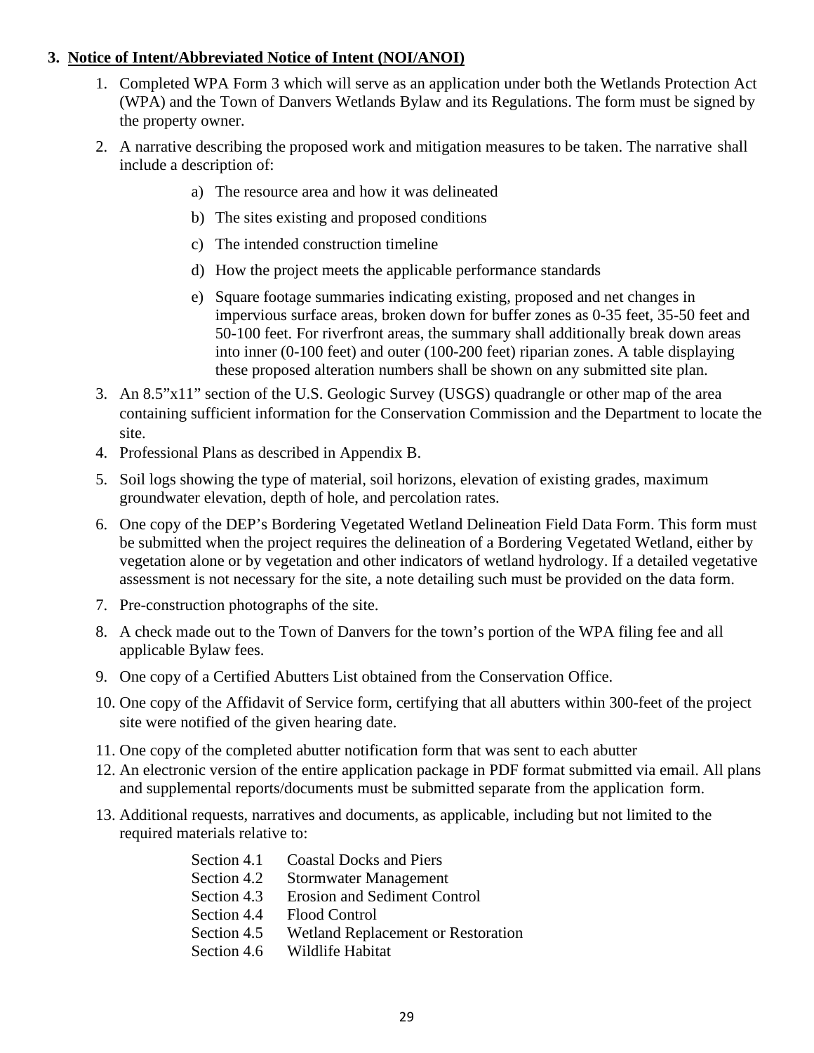### 3. Notice of Intent/Abbreviated Notice of Intent (NOI/ANOI)

1. Completed WPA Form 3 which will serve as an application under both the Wetlands Protection Act (WPA) and the Town of Danvers Wetlands Bylaw and its Regulations. The form must be signed by the property owner.
2. A narrative describing the proposed work and mitigation measures to be taken. The narrative shall include a description of:
   a) The resource area and how it was delineated
   b) The sites existing and proposed conditions
   c) The intended construction timeline
   d) How the project meets the applicable performance standards
   e) Square footage summaries indicating existing, proposed and net changes in impervious surface areas, broken down for buffer zones as 0-35 feet, 35-50 feet and 50-100 feet. For riverfront areas, the summary shall additionally break down areas into inner (0-100 feet) and outer (100-200 feet) riparian zones. A table displaying these proposed alteration numbers shall be shown on any submitted site plan.
3. An 8.5"x11" section of the U.S. Geologic Survey (USGS) quadrangle or other map of the area containing sufficient information for the Conservation Commission and the Department to locate the site.
4. Professional Plans as described in Appendix B.
5. Soil logs showing the type of material, soil horizons, elevation of existing grades, maximum groundwater elevation, depth of hole, and percolation rates.
6. One copy of the DEP's Bordering Vegetated Wetland Delineation Field Data Form. This form must be submitted when the project requires the delineation of a Bordering Vegetated Wetland, either by vegetation alone or by vegetation and other indicators of wetland hydrology. If a detailed vegetative assessment is not necessary for the site, a note detailing such must be provided on the data form.
7. Pre-construction photographs of the site.
8. A check made out to the Town of Danvers for the town's portion of the WPA filing fee and all applicable Bylaw fees.
9. One copy of a Certified Abutters List obtained from the Conservation Office.
10. One copy of the Affidavit of Service form, certifying that all abutters within 300-feet of the project site were notified of the given hearing date.
11. One copy of the completed abutter notification form that was sent to each abutter
12. An electronic version of the entire application package in PDF format submitted via email. All plans and supplemental reports/documents must be submitted separate from the application form.
13. Additional requests, narratives and documents, as applicable, including but not limited to the required materials relative to:

    Section 4.1 Coastal Docks and Piers
    Section 4.2 Stormwater Management
    Section 4.3 Erosion and Sediment Control
    Section 4.4 Flood Control
    Section 4.5 Wetland Replacement or Restoration
    Section 4.6 Wildlife Habitat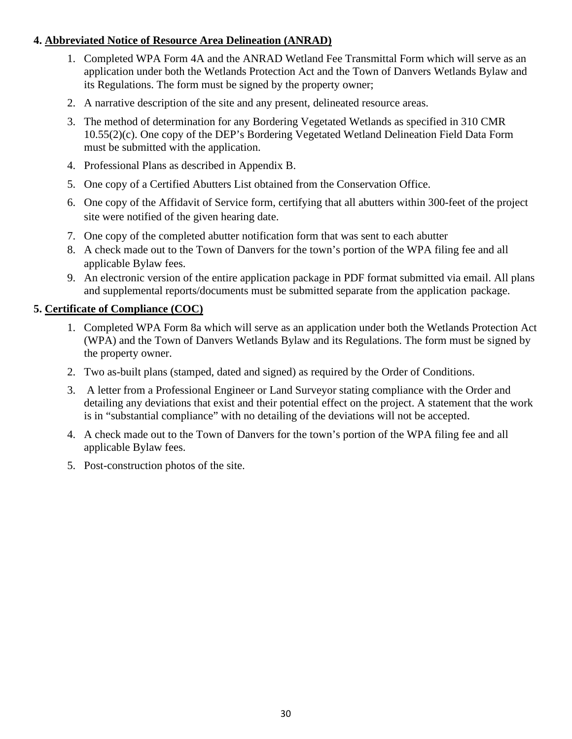**4. <u>Abbreviated Notice of Resource Area Delineation (ANRAD)</u>**

1. Completed WPA Form 4A and the ANRAD Wetland Fee Transmittal Form which will serve as an application under both the Wetlands Protection Act and the Town of Danvers Wetlands Bylaw and its Regulations. The form must be signed by the property owner;
2. A narrative description of the site and any present, delineated resource areas.
3. The method of determination for any Bordering Vegetated Wetlands as specified in 310 CMR 10.55(2)(c). One copy of the DEP's Bordering Vegetated Wetland Delineation Field Data Form must be submitted with the application.
4. Professional Plans as described in Appendix B.
5. One copy of a Certified Abutters List obtained from the Conservation Office.
6. One copy of the Affidavit of Service form, certifying that all abutters within 300-feet of the project site were notified of the given hearing date.
7. One copy of the completed abutter notification form that was sent to each abutter
8. A check made out to the Town of Danvers for the town's portion of the WPA filing fee and all applicable Bylaw fees.
9. An electronic version of the entire application package in PDF format submitted via email. All plans and supplemental reports/documents must be submitted separate from the application package.

**5. <u>Certificate of Compliance (COC)</u>**

1. Completed WPA Form 8a which will serve as an application under both the Wetlands Protection Act (WPA) and the Town of Danvers Wetlands Bylaw and its Regulations. The form must be signed by the property owner.
2. Two as-built plans (stamped, dated and signed) as required by the Order of Conditions.
3. A letter from a Professional Engineer or Land Surveyor stating compliance with the Order and detailing any deviations that exist and their potential effect on the project. A statement that the work is in "substantial compliance" with no detailing of the deviations will not be accepted.
4. A check made out to the Town of Danvers for the town's portion of the WPA filing fee and all applicable Bylaw fees.
5. Post-construction photos of the site.